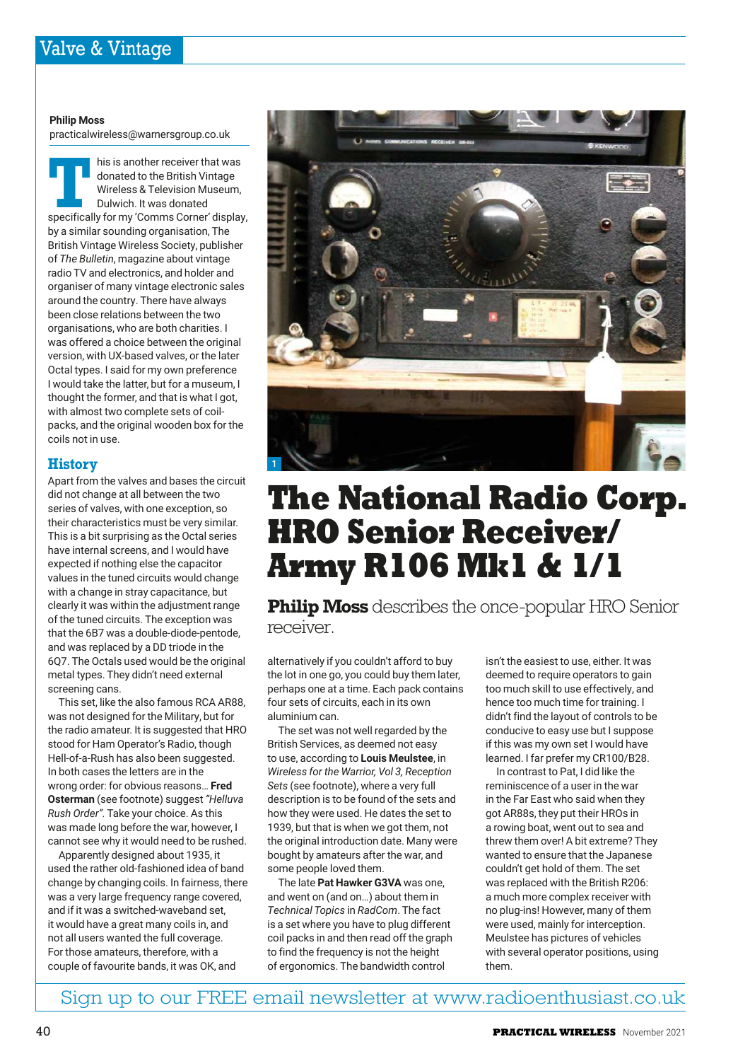# The National Radio Corp. HRO Senior Receiver/ Army R106 Mk1 & 1/1

**Philip Moss** describes the once-popular HRO Senior receiver.

**Philip Moss**
practicalwireless@warnersgroup.co.uk

This is another receiver that was donated to the British Vintage Wireless & Television Museum, Dulwich. It was donated specifically for my 'Comms Corner' display, by a similar sounding organisation, The British Vintage Wireless Society, publisher of *The Bulletin*, magazine about vintage radio TV and electronics, and holder and organiser of many vintage electronic sales around the country. There have always been close relations between the two organisations, who are both charities. I was offered a choice between the original version, with UX-based valves, or the later Octal types. I said for my own preference I would take the latter, but for a museum, I thought the former, and that is what I got, with almost two complete sets of coil-packs, and the original wooden box for the coils not in use.

## History

Apart from the valves and bases the circuit did not change at all between the two series of valves, with one exception, so their characteristics must be very similar. This is a bit surprising as the Octal series have internal screens, and I would have expected if nothing else the capacitor values in the tuned circuits would change with a change in stray capacitance, but clearly it was within the adjustment range of the tuned circuits. The exception was that the 6B7 was a double-diode-pentode, and was replaced by a DD triode in the 6Q7. The Octals used would be the original metal types. They didn't need external screening cans.

This set, like the also famous RCA AR88, was not designed for the Military, but for the radio amateur. It is suggested that HRO stood for Ham Operator's Radio, though Hell-of-a-Rush has also been suggested. In both cases the letters are in the wrong order: for obvious reasons… **Fred Osterman** (see footnote) suggest *"Helluva Rush Order"*. Take your choice. As this was made long before the war, however, I cannot see why it would need to be rushed.

Apparently designed about 1935, it used the rather old-fashioned idea of band change by changing coils. In fairness, there was a very large frequency range covered, and if it was a switched-waveband set, it would have a great many coils in, and not all users wanted the full coverage. For those amateurs, therefore, with a couple of favourite bands, it was OK, and alternatively if you couldn't afford to buy the lot in one go, you could buy them later, perhaps one at a time. Each pack contains four sets of circuits, each in its own aluminium can.

The set was not well regarded by the British Services, as deemed not easy to use, according to **Louis Meulstee**, in *Wireless for the Warrior, Vol 3, Reception Sets* (see footnote), where a very full description is to be found of the sets and how they were used. He dates the set to 1939, but that is when we got them, not the original introduction date. Many were bought by amateurs after the war, and some people loved them.

The late **Pat Hawker G3VA** was one, and went on (and on…) about them in *Technical Topics* in *RadCom*. The fact is a set where you have to plug different coil packs in and then read off the graph to find the frequency is not the height of ergonomics. The bandwidth control isn't the easiest to use, either. It was deemed to require operators to gain too much skill to use effectively, and hence too much time for training. I didn't find the layout of controls to be conducive to easy use but I suppose if this was my own set I would have learned. I far prefer my CR100/B28.

In contrast to Pat, I did like the reminiscence of a user in the war in the Far East who said when they got AR88s, they put their HROs in a rowing boat, went out to sea and threw them over! A bit extreme? They wanted to ensure that the Japanese couldn't get hold of them. The set was replaced with the British R206: a much more complex receiver with no plug-ins! However, many of them were used, mainly for interception. Meulstee has pictures of vehicles with several operator positions, using them.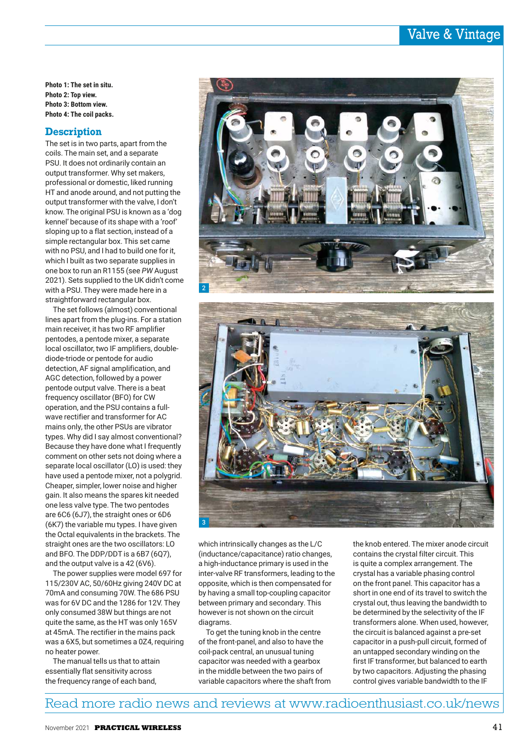**Photo 1: The set in situ.**
**Photo 2: Top view.**
**Photo 3: Bottom view.**
**Photo 4: The coil packs.**

## Description

The set is in two parts, apart from the coils. The main set, and a separate PSU. It does not ordinarily contain an output transformer. Why set makers, professional or domestic, liked running HT and anode around, and not putting the output transformer with the valve, I don't know. The original PSU is known as a 'dog kennel' because of its shape with a 'roof' sloping up to a flat section, instead of a simple rectangular box. This set came with no PSU, and I had to build one for it, which I built as two separate supplies in one box to run an R1155 (see *PW* August 2021). Sets supplied to the UK didn't come with a PSU. They were made here in a straightforward rectangular box.

The set follows (almost) conventional lines apart from the plug-ins. For a station main receiver, it has two RF amplifier pentodes, a pentode mixer, a separate local oscillator, two IF amplifiers, double-diode-triode or pentode for audio detection, AF signal amplification, and AGC detection, followed by a power pentode output valve. There is a beat frequency oscillator (BFO) for CW operation, and the PSU contains a full-wave rectifier and transformer for AC mains only, the other PSUs are vibrator types. Why did I say almost conventional? Because they have done what I frequently comment on other sets not doing where a separate local oscillator (LO) is used: they have used a pentode mixer, not a polygrid. Cheaper, simpler, lower noise and higher gain. It also means the spares kit needed one less valve type. The two pentodes are 6C6 (6J7), the straight ones or 6D6 (6K7) the variable mu types. I have given the Octal equivalents in the brackets. The straight ones are the two oscillators: LO and BFO. The DDP/DDT is a 6B7 (6Q7), and the output valve is a 42 (6V6).

The power supplies were model 697 for 115/230V AC, 50/60Hz giving 240V DC at 70mA and consuming 70W. The 686 PSU was for 6V DC and the 1286 for 12V. They only consumed 38W but things are not quite the same, as the HT was only 165V at 45mA. The rectifier in the mains pack was a 6X5, but sometimes a 0Z4, requiring no heater power.

The manual tells us that to attain essentially flat sensitivity across the frequency range of each band, which intrinsically changes as the L/C (inductance/capacitance) ratio changes, a high-inductance primary is used in the inter-valve RF transformers, leading to the opposite, which is then compensated for by having a small top-coupling capacitor between primary and secondary. This however is not shown on the circuit diagrams.

To get the tuning knob in the centre of the front-panel, and also to have the coil-pack central, an unusual tuning capacitor was needed with a gearbox in the middle between the two pairs of variable capacitors where the shaft from the knob entered. The mixer anode circuit contains the crystal filter circuit. This is quite a complex arrangement. The crystal has a variable phasing control on the front panel. This capacitor has a short in one end of its travel to switch the crystal out, thus leaving the bandwidth to be determined by the selectivity of the IF transformers alone. When used, however, the circuit is balanced against a pre-set capacitor in a push-pull circuit, formed of an untapped secondary winding on the first IF transformer, but balanced to earth by two capacitors. Adjusting the phasing control gives variable bandwidth to the IF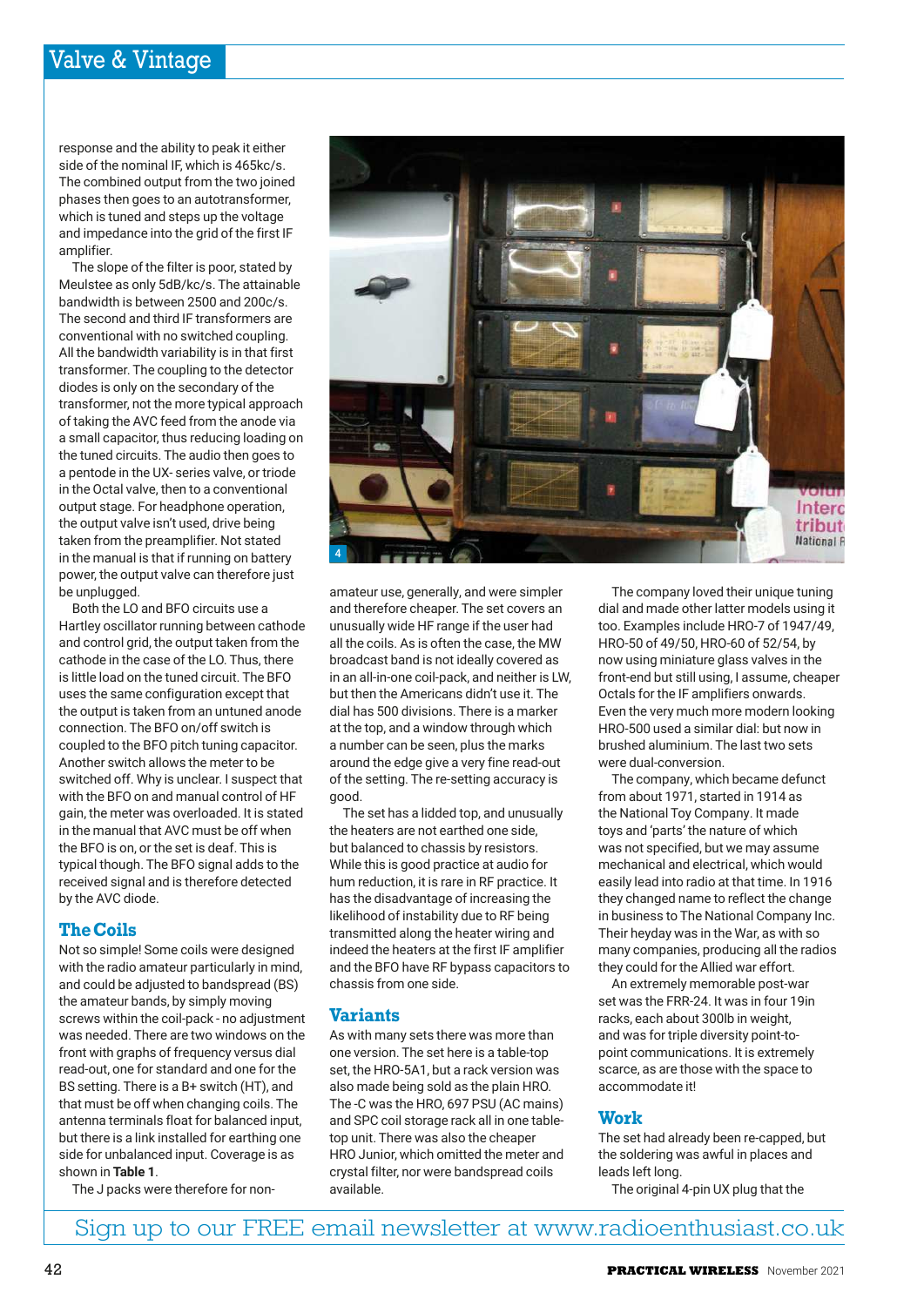response and the ability to peak it either side of the nominal IF, which is 465kc/s. The combined output from the two joined phases then goes to an autotransformer, which is tuned and steps up the voltage and impedance into the grid of the first IF amplifier.

The slope of the filter is poor, stated by Meulstee as only 5dB/kc/s. The attainable bandwidth is between 2500 and 200c/s. The second and third IF transformers are conventional with no switched coupling. All the bandwidth variability is in that first transformer. The coupling to the detector diodes is only on the secondary of the transformer, not the more typical approach of taking the AVC feed from the anode via a small capacitor, thus reducing loading on the tuned circuits. The audio then goes to a pentode in the UX- series valve, or triode in the Octal valve, then to a conventional output stage. For headphone operation, the output valve isn't used, drive being taken from the preamplifier. Not stated in the manual is that if running on battery power, the output valve can therefore just be unplugged.

Both the LO and BFO circuits use a Hartley oscillator running between cathode and control grid, the output taken from the cathode in the case of the LO. Thus, there is little load on the tuned circuit. The BFO uses the same configuration except that the output is taken from an untuned anode connection. The BFO on/off switch is coupled to the BFO pitch tuning capacitor. Another switch allows the meter to be switched off. Why is unclear. I suspect that with the BFO on and manual control of HF gain, the meter was overloaded. It is stated in the manual that AVC must be off when the BFO is on, or the set is deaf. This is typical though. The BFO signal adds to the received signal and is therefore detected by the AVC diode.

## The Coils

Not so simple! Some coils were designed with the radio amateur particularly in mind, and could be adjusted to bandspread (BS) the amateur bands, by simply moving screws within the coil-pack - no adjustment was needed. There are two windows on the front with graphs of frequency versus dial read-out, one for standard and one for the BS setting. There is a B+ switch (HT), and that must be off when changing coils. The antenna terminals float for balanced input, but there is a link installed for earthing one side for unbalanced input. Coverage is as shown in **Table 1**.

The J packs were therefore for non-amateur use, generally, and were simpler and therefore cheaper. The set covers an unusually wide HF range if the user had all the coils. As is often the case, the MW broadcast band is not ideally covered as in an all-in-one coil-pack, and neither is LW, but then the Americans didn't use it. The dial has 500 divisions. There is a marker at the top, and a window through which a number can be seen, plus the marks around the edge give a very fine read-out of the setting. The re-setting accuracy is good.

The set has a lidded top, and unusually the heaters are not earthed one side, but balanced to chassis by resistors. While this is good practice at audio for hum reduction, it is rare in RF practice. It has the disadvantage of increasing the likelihood of instability due to RF being transmitted along the heater wiring and indeed the heaters at the first IF amplifier and the BFO have RF bypass capacitors to chassis from one side.

## Variants

As with many sets there was more than one version. The set here is a table-top set, the HRO-5A1, but a rack version was also made being sold as the plain HRO. The -C was the HRO, 697 PSU (AC mains) and SPC coil storage rack all in one table-top unit. There was also the cheaper HRO Junior, which omitted the meter and crystal filter, nor were bandspread coils available.

The company loved their unique tuning dial and made other latter models using it too. Examples include HRO-7 of 1947/49, HRO-50 of 49/50, HRO-60 of 52/54, by now using miniature glass valves in the front-end but still using, I assume, cheaper Octals for the IF amplifiers onwards. Even the very much more modern looking HRO-500 used a similar dial: but now in brushed aluminium. The last two sets were dual-conversion.

The company, which became defunct from about 1971, started in 1914 as the National Toy Company. It made toys and 'parts' the nature of which was not specified, but we may assume mechanical and electrical, which would easily lead into radio at that time. In 1916 they changed name to reflect the change in business to The National Company Inc. Their heyday was in the War, as with so many companies, producing all the radios they could for the Allied war effort.

An extremely memorable post-war set was the FRR-24. It was in four 19in racks, each about 300lb in weight, and was for triple diversity point-to-point communications. It is extremely scarce, as are those with the space to accommodate it!

## Work

The set had already been re-capped, but the soldering was awful in places and leads left long.

The original 4-pin UX plug that the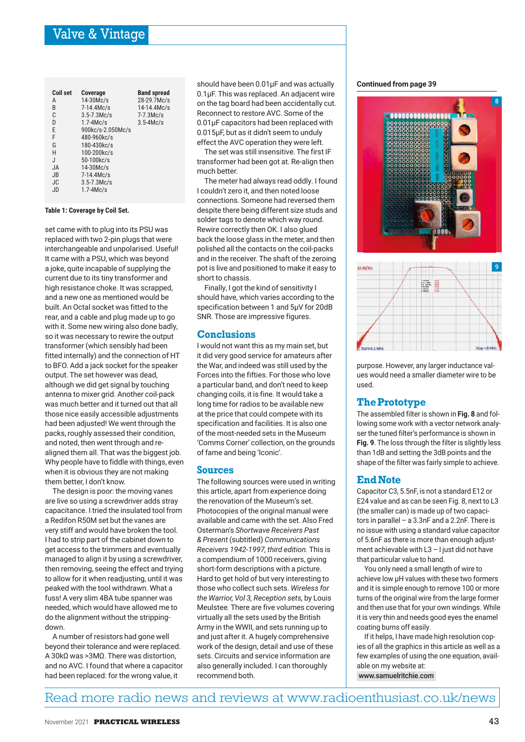| Coil set | Coverage | Band spread |
|---|---|---|
| A | 14-30Mc/s | 28-29.7Mc/s |
| B | 7-14.4Mc/s | 14-14.4Mc/s |
| C | 3.5-7.3Mc/s | 7-7.3Mc/s |
| D | 1.7-4Mc/s | 3.5-4Mc/s |
| E | 900kc/s-2.050Mc/s | |
| F | 480-960kc/s | |
| G | 180-430kc/s | |
| H | 100-200kc/s | |
| J | 50-100kc/s | |
| JA | 14-30Mc/s | |
| JB | 7-14.4Mc/s | |
| JC | 3.5-7.3Mc/s | |
| JD | 1.7-4Mc/s | |

**Table 1: Coverage by Coil Set.**

set came with to plug into its PSU was replaced with two 2-pin plugs that were interchangeable and unpolarised. Useful! It came with a PSU, which was beyond a joke, quite incapable of supplying the current due to its tiny transformer and high resistance choke. It was scrapped, and a new one as mentioned would be built. An Octal socket was fitted to the rear, and a cable and plug made up to go with it. Some new wiring also done badly, so it was necessary to rewire the output transformer (which sensibly had been fitted internally) and the connection of HT to BFO. Add a jack socket for the speaker output. The set however was dead, although we did get signal by touching antenna to mixer grid. Another coil-pack was much better and it turned out that all those nice easily accessible adjustments had been adjusted! We went through the packs, roughly assessed their condition, and noted, then went through and re-aligned them all. That was the biggest job. Why people have to fiddle with things, even when it is obvious they are not making them better, I don't know.

The design is poor: the moving vanes are live so using a screwdriver adds stray capacitance. I tried the insulated tool from a Redifon R50M set but the vanes are very stiff and would have broken the tool. I had to strip part of the cabinet down to get access to the trimmers and eventually managed to align it by using a screwdriver, then removing, seeing the effect and trying to allow for it when readjusting, until it was peaked with the tool withdrawn. What a fuss! A very slim 4BA tube spanner was needed, which would have allowed me to do the alignment without the stripping-down.

A number of resistors had gone well beyond their tolerance and were replaced. A 30kΩ was >3MΩ. There was distortion, and no AVC. I found that where a capacitor had been replaced: for the wrong value, it should have been 0.01µF and was actually 0.1µF. This was replaced. An adjacent wire on the tag board had been accidentally cut. Reconnect to restore AVC. Some of the 0.01µF capacitors had been replaced with 0.015µF, but as it didn't seem to unduly effect the AVC operation they were left.

The set was still insensitive. The first IF transformer had been got at. Re-align then much better.

The meter had always read oddly. I found I couldn't zero it, and then noted loose connections. Someone had reversed them despite there being different size studs and solder tags to denote which way round. Rewire correctly then OK. I also glued back the loose glass in the meter, and then polished all the contacts on the coil-packs and in the receiver. The shaft of the zeroing pot is live and positioned to make it easy to short to chassis.

Finally, I got the kind of sensitivity I should have, which varies according to the specification between 1 and 5µV for 20dB SNR. Those are impressive figures.

## Conclusions

I would not want this as my main set, but it did very good service for amateurs after the War, and indeed was still used by the Forces into the fifties. For those who love a particular band, and don't need to keep changing coils, it is fine. It would take a long time for radios to be available new at the price that could compete with its specification and facilities. It is also one of the most-needed sets in the Museum 'Comms Corner' collection, on the grounds of fame and being 'Iconic'.

## Sources

The following sources were used in writing this article, apart from experience doing the renovation of the Museum's set. Photocopies of the original manual were available and came with the set. Also Fred Osterman's *Shortwave Receivers Past & Present* (subtitled) *Communications Receivers 1942-1997, third edition.* This is a compendium of 1000 receivers, giving short-form descriptions with a picture. Hard to get hold of but very interesting to those who collect such sets. *Wireless for the Warrior, Vol 3, Reception sets,* by Louis Meulstee. There are five volumes covering virtually all the sets used by the British Army in the WWII, and sets running up to and just after it. A hugely comprehensive work of the design, detail and use of these sets. Circuits and service information are also generally included. I can thoroughly recommend both.

**Continued from page 39**

10 dB/Div

Start=0.1 MHz

Stop=8 MHz

purpose. However, any larger inductance values would need a smaller diameter wire to be used.

## The Prototype

The assembled filter is shown in **Fig. 8** and following some work with a vector network analyser the tuned filter's performance is shown in **Fig. 9**. The loss through the filter is slightly less than 1dB and setting the 3dB points and the shape of the filter was fairly simple to achieve.

## End Note

Capacitor C3, 5.5nF, is not a standard E12 or E24 value and as can be seen Fig. 8, next to L3 (the smaller can) is made up of two capacitors in parallel – a 3.3nF and a 2.2nF. There is no issue with using a standard value capacitor of 5.6nF as there is more than enough adjustment achievable with L3 – I just did not have that particular value to hand.

You only need a small length of wire to achieve low µH values with these two formers and it is simple enough to remove 100 or more turns of the original wire from the large former and then use that for your own windings. While it is very thin and needs good eyes the enamel coating burns off easily.

If it helps, I have made high resolution copies of all the graphics in this article as well as a few examples of using the one equation, available on my website at:
www.samuelritchie.com

Read more radio news and reviews at www.radioenthusiast.co.uk/news